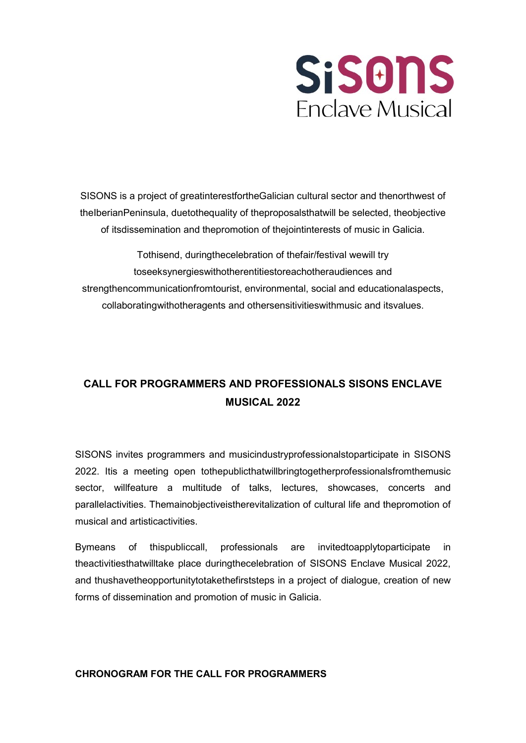SiSONS
Enclave Musical

SISONS is a project of greatinterestfortheGalician cultural sector and thenorthwest of theIberianPeninsula, duetothequality of theproposalsthatwill be selected, theobjective of itsdissemination and thepromotion of thejointinterests of music in Galicia.

Tothisend, duringthecelebration of thefair/festival wewill try toseeksynergieswithotherentitiestoreachotheraudiences and strengthencommunicationfromtourist, environmental, social and educationalaspects, collaboratingwithotheragents and othersensitivitieswithmusic and itsvalues.

## CALL FOR PROGRAMMERS AND PROFESSIONALS SISONS ENCLAVE MUSICAL 2022

SISONS invites programmers and musicindustryprofessionalstoparticipate in SISONS 2022. Itis a meeting open tothepublicthatwillbringtogetherprofessionalsfromthemusic sector, willfeature a multitude of talks, lectures, showcases, concerts and parallelactivities. Themainobjectiveistherevitalization of cultural life and thepromotion of musical and artisticactivities.

Bymeans of thispubliccall, professionals are invitedtoapplytoparticipate in theactivitiesthatwilltake place duringthecelebration of SISONS Enclave Musical 2022, and thushavetheopportunitytotakethefirststeps in a project of dialogue, creation of new forms of dissemination and promotion of music in Galicia.

### CHRONOGRAM FOR THE CALL FOR PROGRAMMERS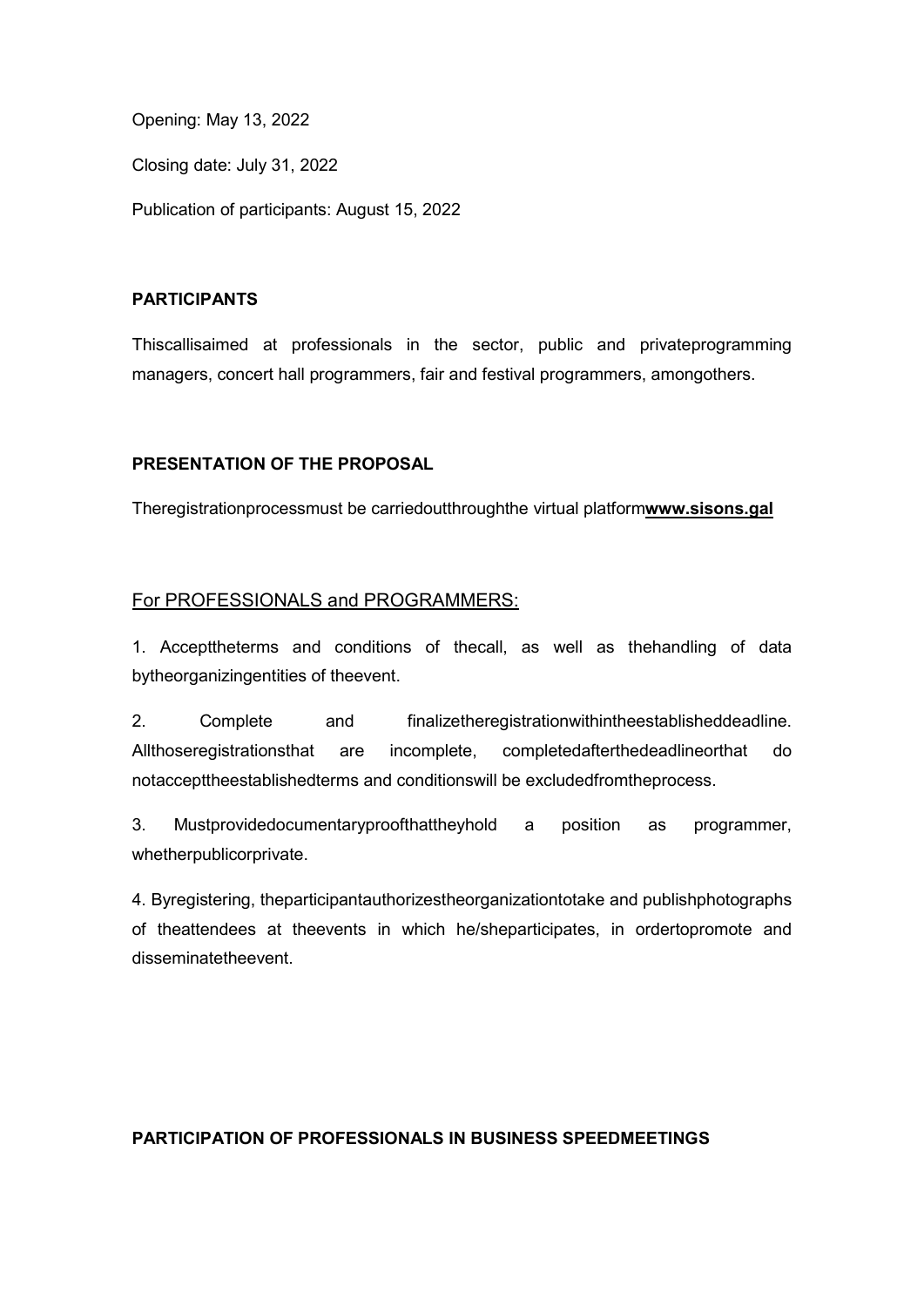Opening: May 13, 2022

Closing date: July 31, 2022

Publication of participants: August 15, 2022

**PARTICIPANTS**

Thiscallisaimed at professionals in the sector, public and privateprogramming managers, concert hall programmers, fair and festival programmers, amongothers.

**PRESENTATION OF THE PROPOSAL**

Theregistrationprocessmust be carriedoutthroughthe virtual platform**www.sisons.gal**

For PROFESSIONALS and PROGRAMMERS:

1. Accepttheterms and conditions of thecall, as well as thehandling of data bytheorganizingentities of theevent.

2. Complete and finalizetheregistrationwithintheestablisheddeadline. Allthoseregistrationsthat are incomplete, completedafterthedeadlineorthat do notaccepttheestablishedterms and conditionswill be excludedfromtheprocess.

3. Mustprovidedocumentaryproofthattheyhold a position as programmer, whetherpublicorprivate.

4. Byregistering, theparticipantauthorizestheorganizationtotake and publishphotographs of theattendees at theevents in which he/sheparticipates, in ordertopromote and disseminatetheevent.

**PARTICIPATION OF PROFESSIONALS IN BUSINESS SPEEDMEETINGS**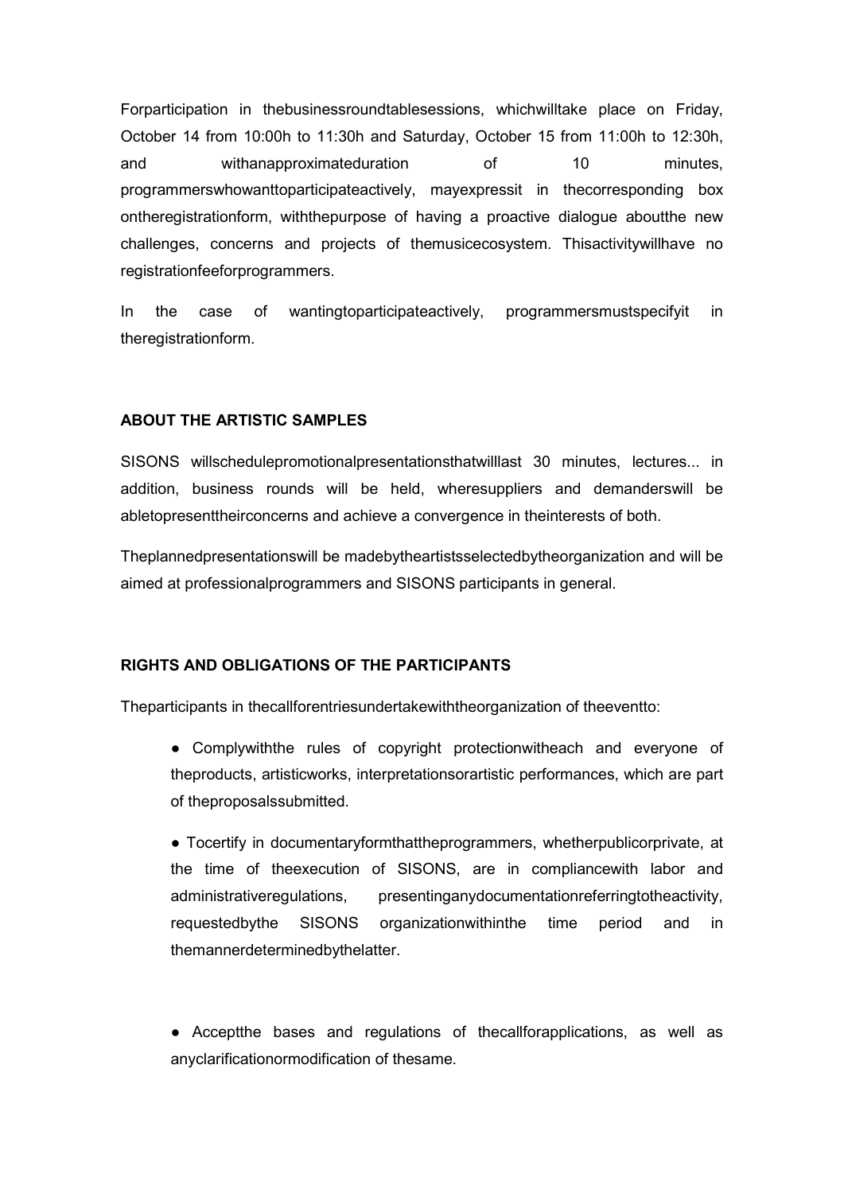Forparticipation in thebusinessroundtablesessions, whichwilltake place on Friday, October 14 from 10:00h to 11:30h and Saturday, October 15 from 11:00h to 12:30h, and withanapproximateduration of 10 minutes, programmerswhowanttoparticipateactively, mayexpressit in thecorresponding box ontheregistrationform, withthepurpose of having a proactive dialogue aboutthe new challenges, concerns and projects of themusicecosystem. Thisactivitywillhave no registrationfeeforprogrammers.

In the case of wantingtoparticipateactively, programmersmustspecifyit in theregistrationform.

**ABOUT THE ARTISTIC SAMPLES**

SISONS willschedulepromotionalpresentationsthatwilllast 30 minutes, lectures... in addition, business rounds will be held, wheresuppliers and demanderswill be abletopresenttheirconcerns and achieve a convergence in theinterests of both.

Theplannedpresentationswill be madebytheartistsselectedbytheorganization and will be aimed at professionalprogrammers and SISONS participants in general.

**RIGHTS AND OBLIGATIONS OF THE PARTICIPANTS**

Theparticipants in thecallforentriesundertakewiththeorganization of theeventto:

- Complywiththe rules of copyright protectionwitheach and everyone of theproducts, artisticworks, interpretationsorartistic performances, which are part of theproposalssubmitted.
- Tocertify in documentaryformthattheprogrammers, whetherpublicorprivate, at the time of theexecution of SISONS, are in compliancewith labor and administrativeregulations, presentinganydocumentationreferringtotheactivity, requestedbythe SISONS organizationwithinthe time period and in themannerdeterminedbythelatter.
- Acceptthe bases and regulations of thecallforapplications, as well as anyclarificationormodification of thesame.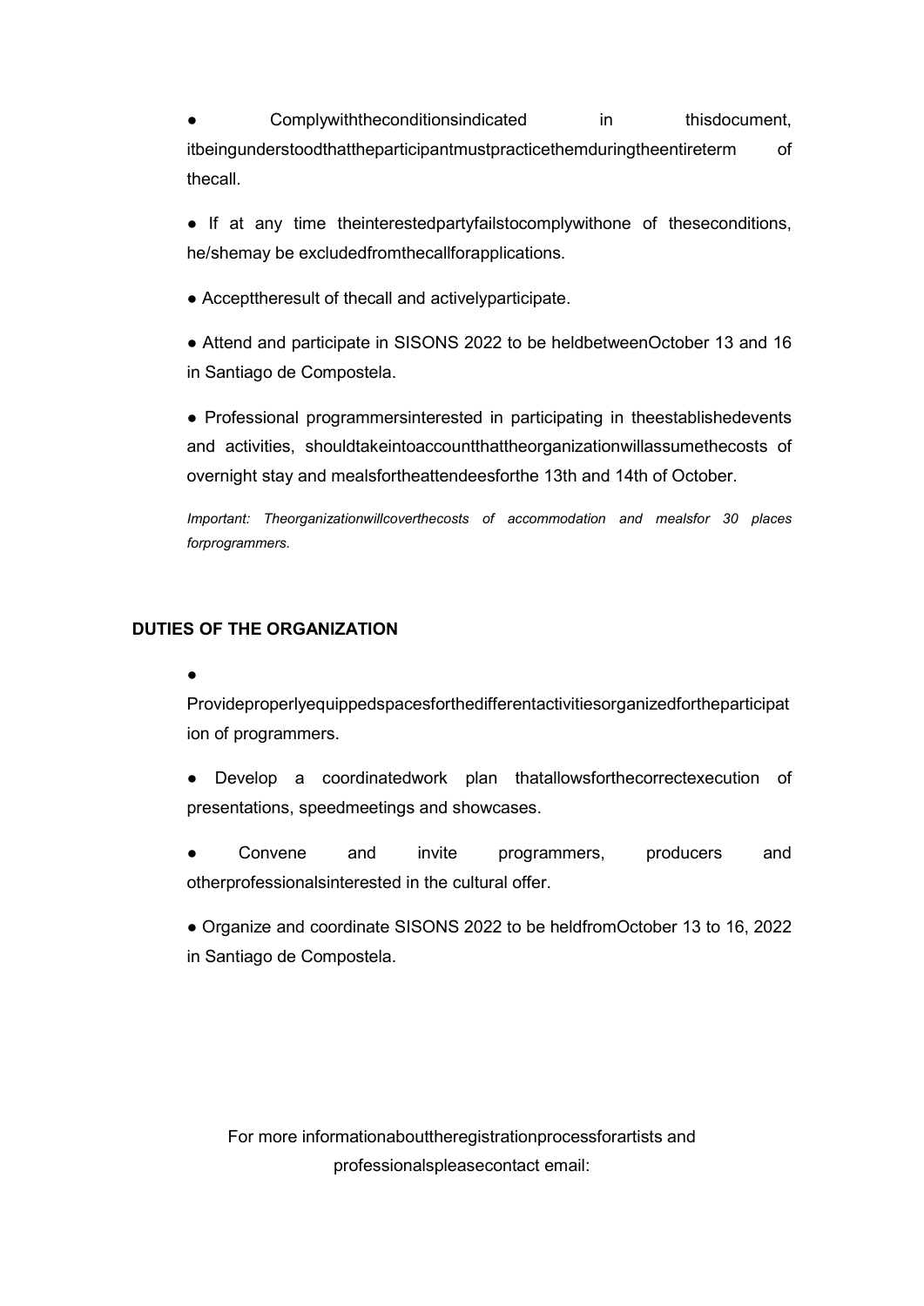- Complywiththeconditionsindicated in thisdocument, itbeingunderstoodthattheparticipantmustpracticethemduringtheentireterm of thecall.

- If at any time theinterestedpartyfailstocomplywithone of theseconditions, he/shemay be excludedfromthecallforapplications.

- Accepttheresult of thecall and activelyparticipate.

- Attend and participate in SISONS 2022 to be heldbetweenOctober 13 and 16 in Santiago de Compostela.

- Professional programmersinterested in participating in theestablishedevents and activities, shouldtakeintoaccountthattheorganizationwillassumethecosts of overnight stay and mealsfortheattendeesforthe 13th and 14th of October.

*Important: Theorganizationwillcoverthecosts of accommodation and mealsfor 30 places forprogrammers.*

**DUTIES OF THE ORGANIZATION**

- Provideproperlyequippedspacesforthedifferentactivitiesorganizedfortheparticipation of programmers.

- Develop a coordinatedwork plan thatallowsforthecorrectexecution of presentations, speedmeetings and showcases.

- Convene and invite programmers, producers and otherprofessionalsinterested in the cultural offer.

- Organize and coordinate SISONS 2022 to be heldfromOctober 13 to 16, 2022 in Santiago de Compostela.

For more informationabouttheregistrationprocessforartists and professionalspleasecontact email: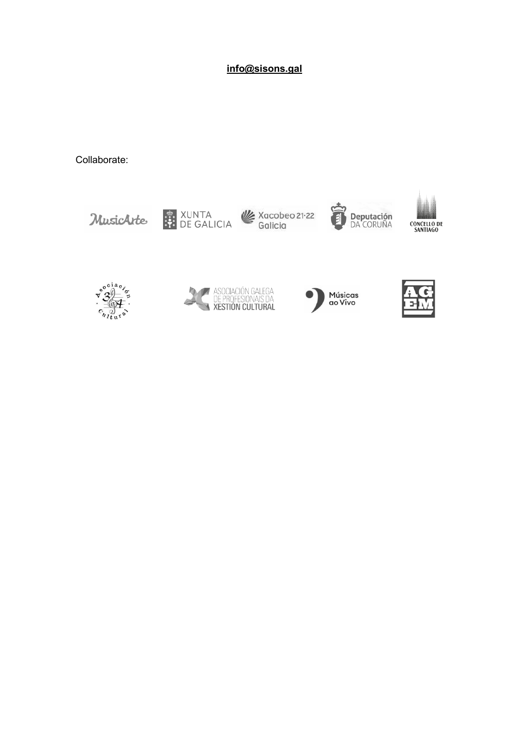**info@sisons.gal**

Collaborate: